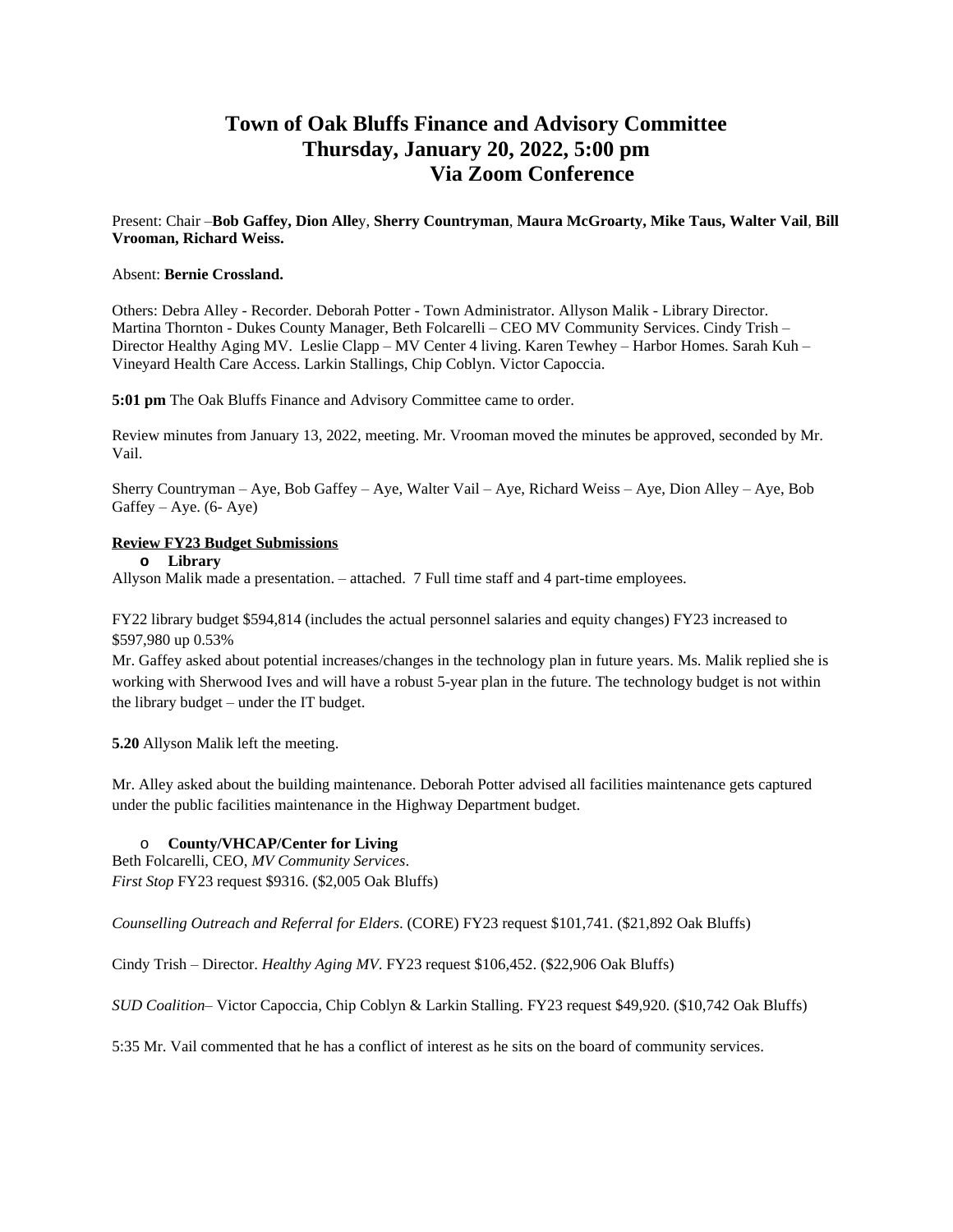# Town of Oak Bluffs Finance and Advisory Committee
# Thursday, January 20, 2022, 5:00 pm
# Via Zoom Conference

Present: Chair –**Bob Gaffey, Dion Alle**y, **Sherry Countryman**, **Maura McGroarty, Mike Taus, Walter Vail**, **Bill Vrooman, Richard Weiss.**

Absent: **Bernie Crossland.**

Others: Debra Alley - Recorder. Deborah Potter - Town Administrator. Allyson Malik - Library Director. Martina Thornton - Dukes County Manager, Beth Folcarelli – CEO MV Community Services. Cindy Trish – Director Healthy Aging MV. Leslie Clapp – MV Center 4 living. Karen Tewhey – Harbor Homes. Sarah Kuh – Vineyard Health Care Access. Larkin Stallings, Chip Coblyn. Victor Capoccia.

**5:01 pm** The Oak Bluffs Finance and Advisory Committee came to order.

Review minutes from January 13, 2022, meeting. Mr. Vrooman moved the minutes be approved, seconded by Mr. Vail.

Sherry Countryman – Aye, Bob Gaffey – Aye, Walter Vail – Aye, Richard Weiss – Aye, Dion Alley – Aye, Bob Gaffey – Aye. (6- Aye)

**<u>Review FY23 Budget Submissions</u>**

- **Library**

Allyson Malik made a presentation. – attached. 7 Full time staff and 4 part-time employees.

FY22 library budget $594,814 (includes the actual personnel salaries and equity changes) FY23 increased to $597,980 up 0.53%

Mr. Gaffey asked about potential increases/changes in the technology plan in future years. Ms. Malik replied she is working with Sherwood Ives and will have a robust 5-year plan in the future. The technology budget is not within the library budget – under the IT budget.

**5.20** Allyson Malik left the meeting.

Mr. Alley asked about the building maintenance. Deborah Potter advised all facilities maintenance gets captured under the public facilities maintenance in the Highway Department budget.

- **County/VHCAP/Center for Living**

Beth Folcarelli, CEO, *MV Community Services*.
*First Stop* FY23 request $9316. ($2,005 Oak Bluffs)

*Counselling Outreach and Referral for Elders*. (CORE) FY23 request $101,741. ($21,892 Oak Bluffs)

Cindy Trish – Director. *Healthy Aging MV*. FY23 request $106,452. ($22,906 Oak Bluffs)

*SUD Coalition*– Victor Capoccia, Chip Coblyn & Larkin Stalling. FY23 request $49,920. ($10,742 Oak Bluffs)

5:35 Mr. Vail commented that he has a conflict of interest as he sits on the board of community services.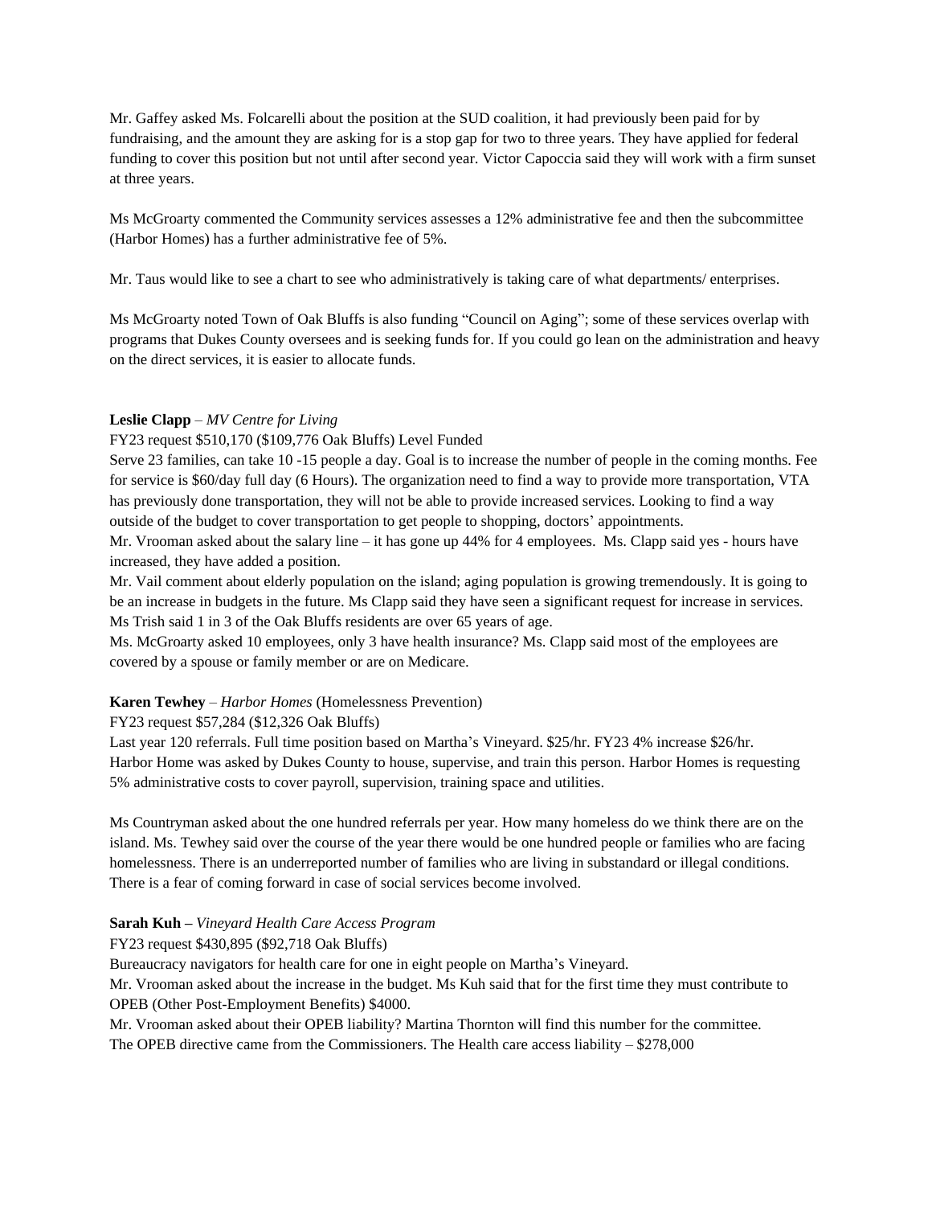Mr. Gaffey asked Ms. Folcarelli about the position at the SUD coalition, it had previously been paid for by fundraising, and the amount they are asking for is a stop gap for two to three years. They have applied for federal funding to cover this position but not until after second year. Victor Capoccia said they will work with a firm sunset at three years.

Ms McGroarty commented the Community services assesses a 12% administrative fee and then the subcommittee (Harbor Homes) has a further administrative fee of 5%.

Mr. Taus would like to see a chart to see who administratively is taking care of what departments/ enterprises.

Ms McGroarty noted Town of Oak Bluffs is also funding "Council on Aging"; some of these services overlap with programs that Dukes County oversees and is seeking funds for. If you could go lean on the administration and heavy on the direct services, it is easier to allocate funds.

**Leslie Clapp** – *MV Centre for Living*

FY23 request $510,170 ($109,776 Oak Bluffs) Level Funded

Serve 23 families, can take 10 -15 people a day. Goal is to increase the number of people in the coming months. Fee for service is $60/day full day (6 Hours). The organization need to find a way to provide more transportation, VTA has previously done transportation, they will not be able to provide increased services. Looking to find a way outside of the budget to cover transportation to get people to shopping, doctors' appointments.

Mr. Vrooman asked about the salary line – it has gone up 44% for 4 employees. Ms. Clapp said yes - hours have increased, they have added a position.

Mr. Vail comment about elderly population on the island; aging population is growing tremendously. It is going to be an increase in budgets in the future. Ms Clapp said they have seen a significant request for increase in services. Ms Trish said 1 in 3 of the Oak Bluffs residents are over 65 years of age.

Ms. McGroarty asked 10 employees, only 3 have health insurance? Ms. Clapp said most of the employees are covered by a spouse or family member or are on Medicare.

**Karen Tewhey** – *Harbor Homes* (Homelessness Prevention)

FY23 request $57,284 ($12,326 Oak Bluffs)

Last year 120 referrals. Full time position based on Martha's Vineyard. $25/hr. FY23 4% increase $26/hr. Harbor Home was asked by Dukes County to house, supervise, and train this person. Harbor Homes is requesting 5% administrative costs to cover payroll, supervision, training space and utilities.

Ms Countryman asked about the one hundred referrals per year. How many homeless do we think there are on the island. Ms. Tewhey said over the course of the year there would be one hundred people or families who are facing homelessness. There is an underreported number of families who are living in substandard or illegal conditions. There is a fear of coming forward in case of social services become involved.

**Sarah Kuh –** *Vineyard Health Care Access Program*

FY23 request $430,895 ($92,718 Oak Bluffs)

Bureaucracy navigators for health care for one in eight people on Martha's Vineyard.

Mr. Vrooman asked about the increase in the budget. Ms Kuh said that for the first time they must contribute to OPEB (Other Post-Employment Benefits) $4000.

Mr. Vrooman asked about their OPEB liability? Martina Thornton will find this number for the committee.

The OPEB directive came from the Commissioners. The Health care access liability – $278,000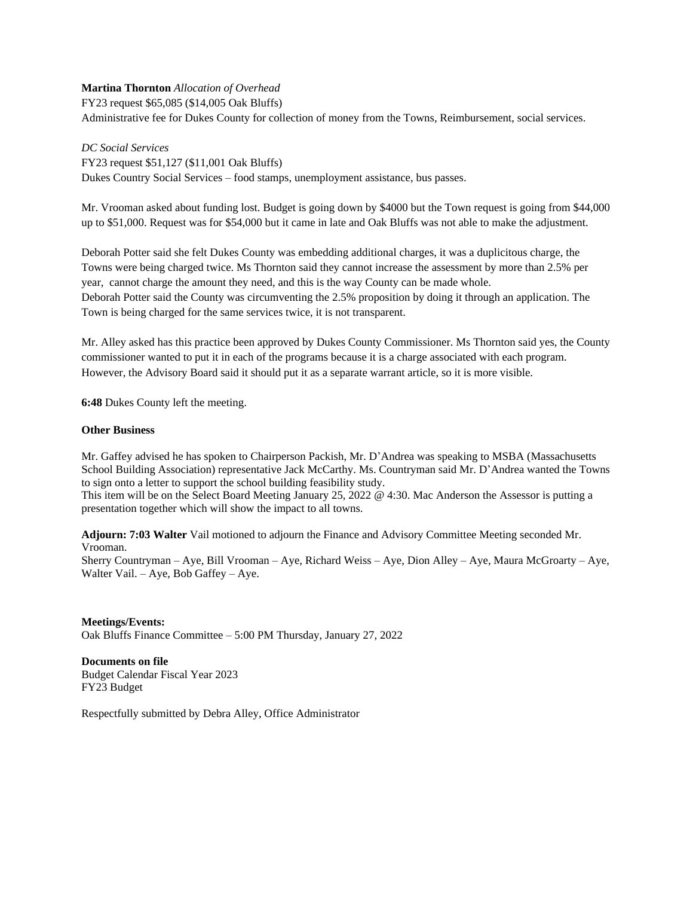**Martina Thornton** *Allocation of Overhead*
FY23 request $65,085 ($14,005 Oak Bluffs)
Administrative fee for Dukes County for collection of money from the Towns, Reimbursement, social services.

*DC Social Services*
FY23 request $51,127 ($11,001 Oak Bluffs)
Dukes Country Social Services – food stamps, unemployment assistance, bus passes.

Mr. Vrooman asked about funding lost. Budget is going down by $4000 but the Town request is going from $44,000 up to $51,000. Request was for $54,000 but it came in late and Oak Bluffs was not able to make the adjustment.

Deborah Potter said she felt Dukes County was embedding additional charges, it was a duplicitous charge, the Towns were being charged twice. Ms Thornton said they cannot increase the assessment by more than 2.5% per year, cannot charge the amount they need, and this is the way County can be made whole.
Deborah Potter said the County was circumventing the 2.5% proposition by doing it through an application. The Town is being charged for the same services twice, it is not transparent.

Mr. Alley asked has this practice been approved by Dukes County Commissioner. Ms Thornton said yes, the County commissioner wanted to put it in each of the programs because it is a charge associated with each program. However, the Advisory Board said it should put it as a separate warrant article, so it is more visible.

**6:48** Dukes County left the meeting.

**Other Business**

Mr. Gaffey advised he has spoken to Chairperson Packish, Mr. D'Andrea was speaking to MSBA (Massachusetts School Building Association) representative Jack McCarthy. Ms. Countryman said Mr. D'Andrea wanted the Towns to sign onto a letter to support the school building feasibility study.
This item will be on the Select Board Meeting January 25, 2022 @ 4:30. Mac Anderson the Assessor is putting a presentation together which will show the impact to all towns.

**Adjourn: 7:03 Walter** Vail motioned to adjourn the Finance and Advisory Committee Meeting seconded Mr. Vrooman.
Sherry Countryman – Aye, Bill Vrooman – Aye, Richard Weiss – Aye, Dion Alley – Aye, Maura McGroarty – Aye, Walter Vail. – Aye, Bob Gaffey – Aye.

**Meetings/Events:**
Oak Bluffs Finance Committee – 5:00 PM Thursday, January 27, 2022

**Documents on file**
Budget Calendar Fiscal Year 2023
FY23 Budget

Respectfully submitted by Debra Alley, Office Administrator